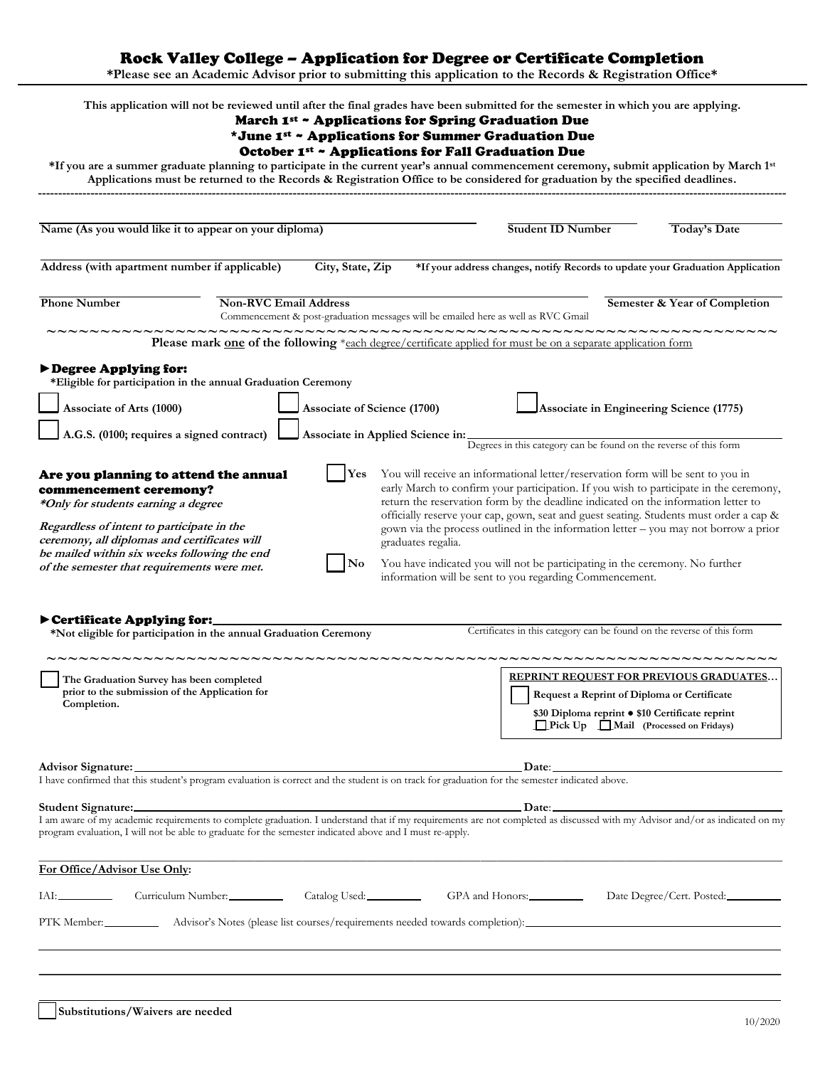# Rock Valley College – Application for Degree or Certificate Completion

**\*Please see an Academic Advisor prior to submitting this application to the Records & Registration Office\***

**This application will not be reviewed until after the final grades have been submitted for the semester in which you are applying.**

**March 1st ~ Applications for Spring Graduation Due**
**\*June 1st ~ Applications for Summer Graduation Due**
**October 1st ~ Applications for Fall Graduation Due**

**\*If you are a summer graduate planning to participate in the current year's annual commencement ceremony, submit application by March 1st**
**Applications must be returned to the Records & Registration Office to be considered for graduation by the specified deadlines.**

---

**Name (As you would like it to appear on your diploma)** ______________________ **Student ID Number** __________ **Today's Date** __________

**Address (with apartment number if applicable)** __________ **City, State, Zip** __________ **\*If your address changes, notify Records to update your Graduation Application**

**Phone Number** __________ **Non-RVC Email Address** __________
Commencement & post-graduation messages will be emailed here as well as RVC Gmail
**Semester & Year of Completion** __________

~~~~~~~~~~~~~~~~~~~~~~~~~~~~~~~~~~~~~~~~~~~~~~~~~~~~~~~~~~~~~~~~~~~~

**Please mark one of the following** \*each degree/certificate applied for must be on a separate application form

## ►Degree Applying for:

**\*Eligible for participation in the annual Graduation Ceremony**

- ☐ **Associate of Arts (1000)**
- ☐ **Associate of Science (1700)**
- ☐ **Associate in Engineering Science (1775)**
- ☐ **A.G.S. (0100; requires a signed contract)**
- ☐ **Associate in Applied Science in:** ______________________
  Degrees in this category can be found on the reverse of this form

**Are you planning to attend the annual commencement ceremony?**
***\*Only for students earning a degree***

***Regardless of intent to participate in the ceremony, all diplomas and certificates will be mailed within six weeks following the end of the semester that requirements were met.***

☐ **Yes** You will receive an informational letter/reservation form will be sent to you in early March to confirm your participation. If you wish to participate in the ceremony, return the reservation form by the deadline indicated on the information letter to officially reserve your cap, gown, seat and guest seating. Students must order a cap & gown via the process outlined in the information letter – you may not borrow a prior graduates regalia.

☐ **No** You have indicated you will not be participating in the ceremony. No further information will be sent to you regarding Commencement.

## ►Certificate Applying for: ______________________

**\*Not eligible for participation in the annual Graduation Ceremony**

Certificates in this category can be found on the reverse of this form

~~~~~~~~~~~~~~~~~~~~~~~~~~~~~~~~~~~~~~~~~~~~~~~~~~~~~~~~~~~~~~~~~~~~

☐ **The Graduation Survey has been completed prior to the submission of the Application for Completion.**

**REPRINT REQUEST FOR PREVIOUS GRADUATES…**
☐ **Request a Reprint of Diploma or Certificate**
**$30 Diploma reprint ● $10 Certificate reprint**
☐ **Pick Up** ☐ **Mail (Processed on Fridays)**

**Advisor Signature:** ______________________ **Date:** __________
I have confirmed that this student's program evaluation is correct and the student is on track for graduation for the semester indicated above.

**Student Signature:** ______________________ **Date:** __________
I am aware of my academic requirements to complete graduation. I understand that if my requirements are not completed as discussed with my Advisor and/or as indicated on my program evaluation, I will not be able to graduate for the semester indicated above and I must re-apply.

---

**For Office/Advisor Use Only:**

IAI: ______ Curriculum Number: ______ Catalog Used: ______ GPA and Honors: ______ Date Degree/Cert. Posted: ______

PTK Member: ______ Advisor's Notes (please list courses/requirements needed towards completion): ______________________

______________________________________________

______________________________________________

☐ **Substitutions/Waivers are needed**

10/2020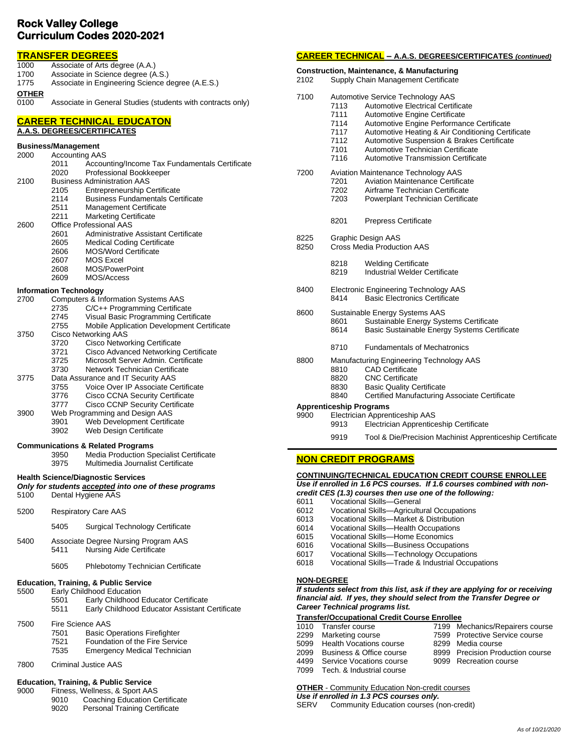# Rock Valley College
# Curriculum Codes 2020-2021

## TRANSFER DEGREES

- 1000 Associate of Arts degree (A.A.)
- 1700 Associate in Science degree (A.S.)
- 1775 Associate in Engineering Science degree (A.E.S.)

**OTHER**

- 0100 Associate in General Studies (students with contracts only)

## CAREER TECHNICAL EDUCATON

**A.A.S. DEGREES/CERTIFICATES**

### Business/Management

- 2000 Accounting AAS
  - 2011 Accounting/Income Tax Fundamentals Certificate
  - 2020 Professional Bookkeeper
- 2100 Business Administration AAS
  - 2105 Entrepreneurship Certificate
  - 2114 Business Fundamentals Certificate
  - 2511 Management Certificate
  - 2211 Marketing Certificate
- 2600 Office Professional AAS
  - 2601 Administrative Assistant Certificate
  - 2605 Medical Coding Certificate
  - 2606 MOS/Word Certificate
  - 2607 MOS Excel
  - 2608 MOS/PowerPoint
  - 2609 MOS/Access

### Information Technology

- 2700 Computers & Information Systems AAS
  - 2735 C/C++ Programming Certificate
  - 2745 Visual Basic Programming Certificate
  - 2755 Mobile Application Development Certificate
- 3750 Cisco Networking AAS
  - 3720 Cisco Networking Certificate
  - 3721 Cisco Advanced Networking Certificate
  - 3725 Microsoft Server Admin. Certificate
  - 3730 Network Technician Certificate
- 3775 Data Assurance and IT Security AAS
  - 3755 Voice Over IP Associate Certificate
  - 3776 Cisco CCNA Security Certificate
  - 3777 Cisco CCNP Security Certificate
- 3900 Web Programming and Design AAS
  - 3901 Web Development Certificate
  - 3902 Web Design Certificate

### Communications & Related Programs

- 3950 Media Production Specialist Certificate
- 3975 Multimedia Journalist Certificate

### Health Science/Diagnostic Services

***Only for students accepted into one of these programs***

- 5100 Dental Hygiene AAS
- 5200 Respiratory Care AAS
  - 5405 Surgical Technology Certificate
- 5400 Associate Degree Nursing Program AAS
  - 5411 Nursing Aide Certificate
  - 5605 Phlebotomy Technician Certificate

### Education, Training, & Public Service

- 5500 Early Childhood Education
  - 5501 Early Childhood Educator Certificate
  - 5511 Early Childhood Educator Assistant Certificate
- 7500 Fire Science AAS
  - 7501 Basic Operations Firefighter
  - 7521 Foundation of the Fire Service
  - 7535 Emergency Medical Technician
- 7800 Criminal Justice AAS

### Education, Training, & Public Service

- 9000 Fitness, Wellness, & Sport AAS
  - 9010 Coaching Education Certificate
  - 9020 Personal Training Certificate

## CAREER TECHNICAL – A.A.S. DEGREES/CERTIFICATES *(continued)*

### Construction, Maintenance, & Manufacturing

- 2102 Supply Chain Management Certificate
- 7100 Automotive Service Technology AAS
  - 7113 Automotive Electrical Certificate
  - 7111 Automotive Engine Certificate
  - 7114 Automotive Engine Performance Certificate
  - 7117 Automotive Heating & Air Conditioning Certificate
  - 7112 Automotive Suspension & Brakes Certificate
  - 7101 Automotive Technician Certificate
  - 7116 Automotive Transmission Certificate
- 7200 Aviation Maintenance Technology AAS
  - 7201 Aviation Maintenance Certificate
  - 7202 Airframe Technician Certificate
  - 7203 Powerplant Technician Certificate
  - 8201 Prepress Certificate
- 8225 Graphic Design AAS
- 8250 Cross Media Production AAS
  - 8218 Welding Certificate
  - 8219 Industrial Welder Certificate
- 8400 Electronic Engineering Technology AAS
  - 8414 Basic Electronics Certificate
- 8600 Sustainable Energy Systems AAS
  - 8601 Sustainable Energy Systems Certificate
  - 8614 Basic Sustainable Energy Systems Certificate
  - 8710 Fundamentals of Mechatronics
- 8800 Manufacturing Engineering Technology AAS
  - 8810 CAD Certificate
  - 8820 CNC Certificate
  - 8830 Basic Quality Certificate
  - 8840 Certified Manufacturing Associate Certificate

### Apprenticeship Programs

- 9900 Electrician Apprenticeship AAS
  - 9913 Electrician Apprenticeship Certificate
  - 9919 Tool & Die/Precision Machinist Apprenticeship Certificate

## NON CREDIT PROGRAMS

### CONTINUING/TECHNICAL EDUCATION CREDIT COURSE ENROLLEE

***Use if enrolled in 1.6 PCS courses. If 1.6 courses combined with non-credit CES (1.3) courses then use one of the following:***

- 6011 Vocational Skills—General
- 6012 Vocational Skills—Agricultural Occupations
- 6013 Vocational Skills—Market & Distribution
- 6014 Vocational Skills—Health Occupations
- 6015 Vocational Skills—Home Economics
- 6016 Vocational Skills—Business Occupations
- 6017 Vocational Skills—Technology Occupations
- 6018 Vocational Skills—Trade & Industrial Occupations

### NON-DEGREE

***If students select from this list, ask if they are applying for or receiving financial aid. If yes, they should select from the Transfer Degree or Career Technical programs list.***

**Transfer/Occupational Credit Course Enrollee**

- 1010 Transfer course
- 2299 Marketing course
- 5099 Health Vocations course
- 2099 Business & Office course
- 4499 Service Vocations course
- 7099 Tech. & Industrial course
- 7199 Mechanics/Repairers course
- 7599 Protective Service course
- 8299 Media course
- 8999 Precision Production course
- 9099 Recreation course

**OTHER** - Community Education Non-credit courses

***Use if enrolled in 1.3 PCS courses only.***

- SERV Community Education courses (non-credit)

*As of 10/21/2020*